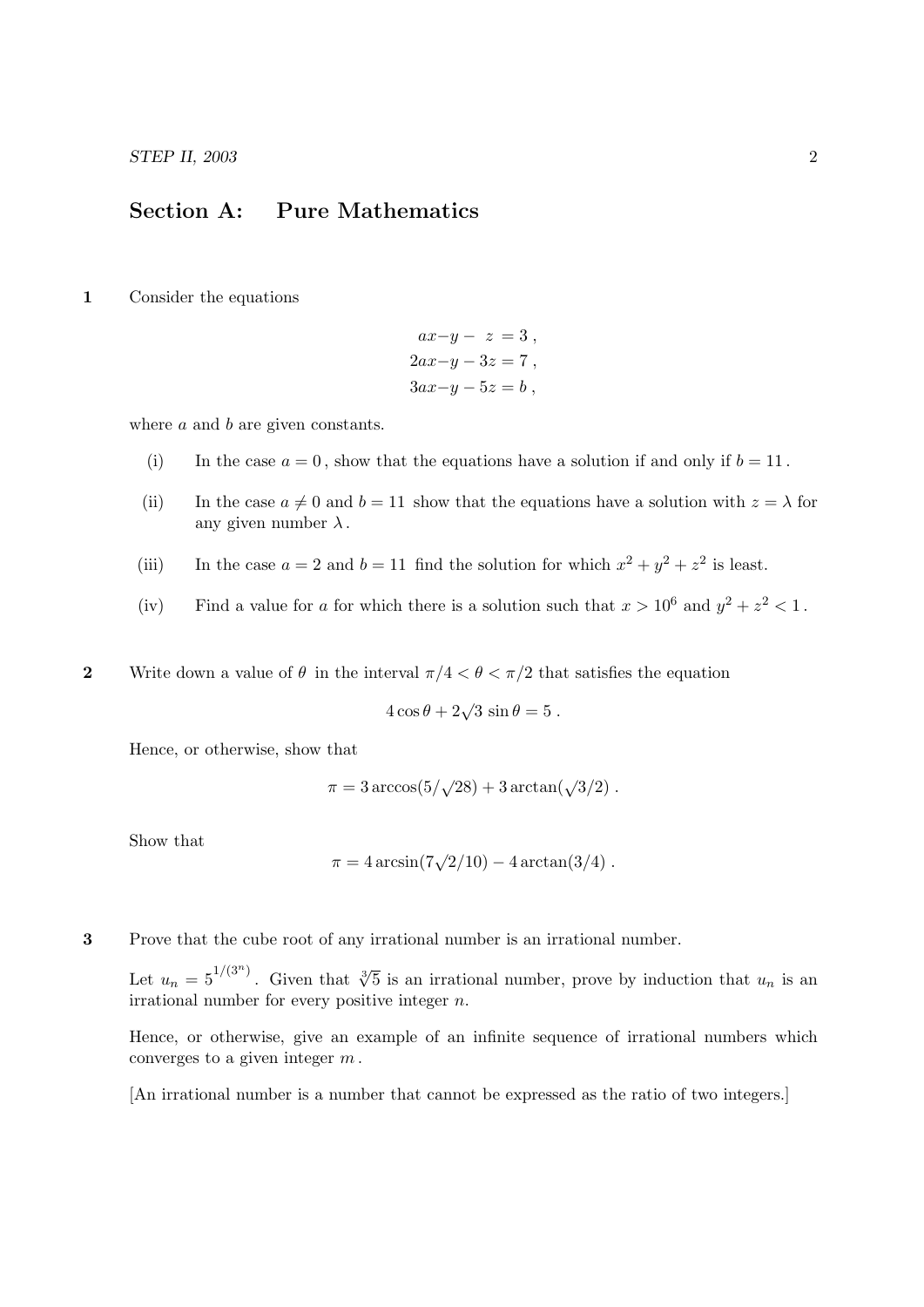## Section A: Pure Mathematics

**1** Consider the equations

$$\begin{aligned} ax - y - \;\; z &= 3\,, \\ 2ax - y - 3z &= 7\,, \\ 3ax - y - 5z &= b\,, \end{aligned}$$

where $a$ and $b$ are given constants.

(i) In the case $a = 0$, show that the equations have a solution if and only if $b = 11$.

(ii) In the case $a \neq 0$ and $b = 11$ show that the equations have a solution with $z = \lambda$ for any given number $\lambda$.

(iii) In the case $a = 2$ and $b = 11$ find the solution for which $x^2 + y^2 + z^2$ is least.

(iv) Find a value for $a$ for which there is a solution such that $x > 10^6$ and $y^2 + z^2 < 1$.

**2** Write down a value of $\theta$ in the interval $\pi/4 < \theta < \pi/2$ that satisfies the equation

$$4\cos\theta + 2\sqrt{3}\,\sin\theta = 5\,.$$

Hence, or otherwise, show that

$$\pi = 3\arccos(5/\sqrt{28}) + 3\arctan(\sqrt{3}/2)\,.$$

Show that

$$\pi = 4\arcsin(7\sqrt{2}/10) - 4\arctan(3/4)\,.$$

**3** Prove that the cube root of any irrational number is an irrational number.

Let $u_n = 5^{1/(3^n)}$. Given that $\sqrt[3]{5}$ is an irrational number, prove by induction that $u_n$ is an irrational number for every positive integer $n$.

Hence, or otherwise, give an example of an infinite sequence of irrational numbers which converges to a given integer $m$.

[An irrational number is a number that cannot be expressed as the ratio of two integers.]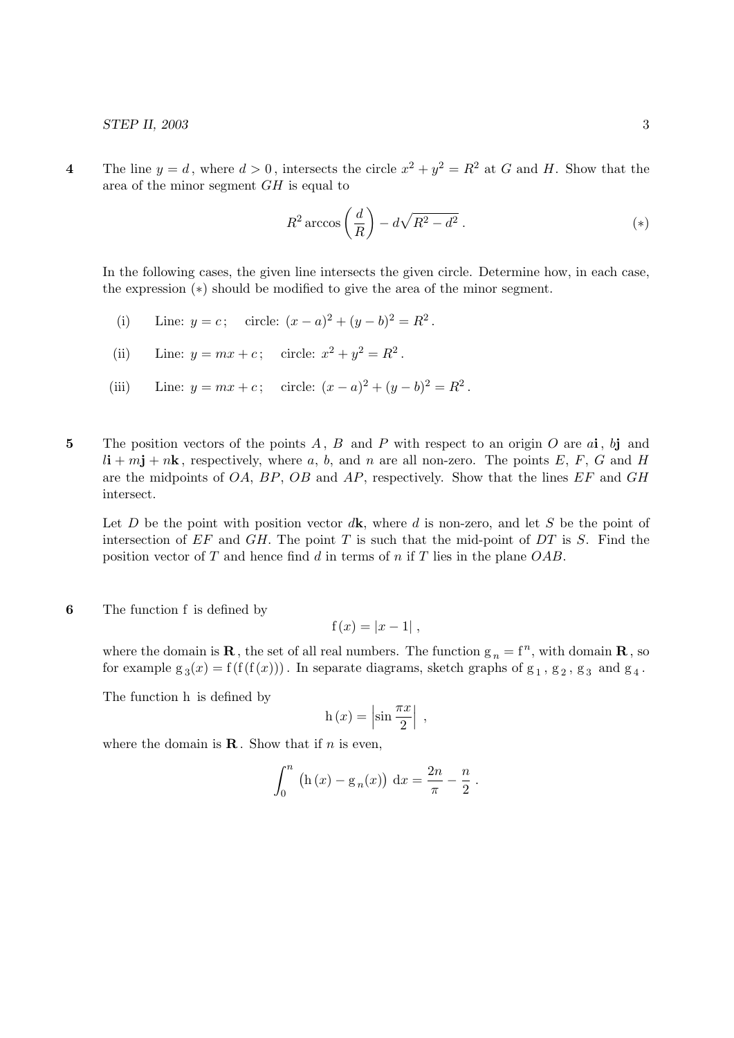**4** The line $y = d$, where $d > 0$, intersects the circle $x^2 + y^2 = R^2$ at $G$ and $H$. Show that the area of the minor segment $GH$ is equal to

$$R^2 \arccos\left(\frac{d}{R}\right) - d\sqrt{R^2 - d^2}\,. \qquad (*)$$

In the following cases, the given line intersects the given circle. Determine how, in each case, the expression $(*)$ should be modified to give the area of the minor segment.

(i) Line: $y = c$; circle: $(x - a)^2 + (y - b)^2 = R^2$.

(ii) Line: $y = mx + c$; circle: $x^2 + y^2 = R^2$.

(iii) Line: $y = mx + c$; circle: $(x - a)^2 + (y - b)^2 = R^2$.

**5** The position vectors of the points $A$, $B$ and $P$ with respect to an origin $O$ are $a\mathbf{i}$, $b\mathbf{j}$ and $l\mathbf{i} + m\mathbf{j} + n\mathbf{k}$, respectively, where $a$, $b$, and $n$ are all non-zero. The points $E$, $F$, $G$ and $H$ are the midpoints of $OA$, $BP$, $OB$ and $AP$, respectively. Show that the lines $EF$ and $GH$ intersect.

Let $D$ be the point with position vector $d\mathbf{k}$, where $d$ is non-zero, and let $S$ be the point of intersection of $EF$ and $GH$. The point $T$ is such that the mid-point of $DT$ is $S$. Find the position vector of $T$ and hence find $d$ in terms of $n$ if $T$ lies in the plane $OAB$.

**6** The function f is defined by

$$\mathrm{f}(x) = |x - 1|\,,$$

where the domain is $\mathbf{R}$, the set of all real numbers. The function $\mathrm{g}_n = \mathrm{f}^n$, with domain $\mathbf{R}$, so for example $\mathrm{g}_3(x) = \mathrm{f}(\mathrm{f}(\mathrm{f}(x)))$. In separate diagrams, sketch graphs of $\mathrm{g}_1$, $\mathrm{g}_2$, $\mathrm{g}_3$ and $\mathrm{g}_4$.

The function h is defined by

$$\mathrm{h}(x) = \left|\sin\frac{\pi x}{2}\right|\,,$$

where the domain is $\mathbf{R}$. Show that if $n$ is even,

$$\int_0^n \big(\mathrm{h}(x) - \mathrm{g}_n(x)\big)\,\mathrm{d}x = \frac{2n}{\pi} - \frac{n}{2}\,.$$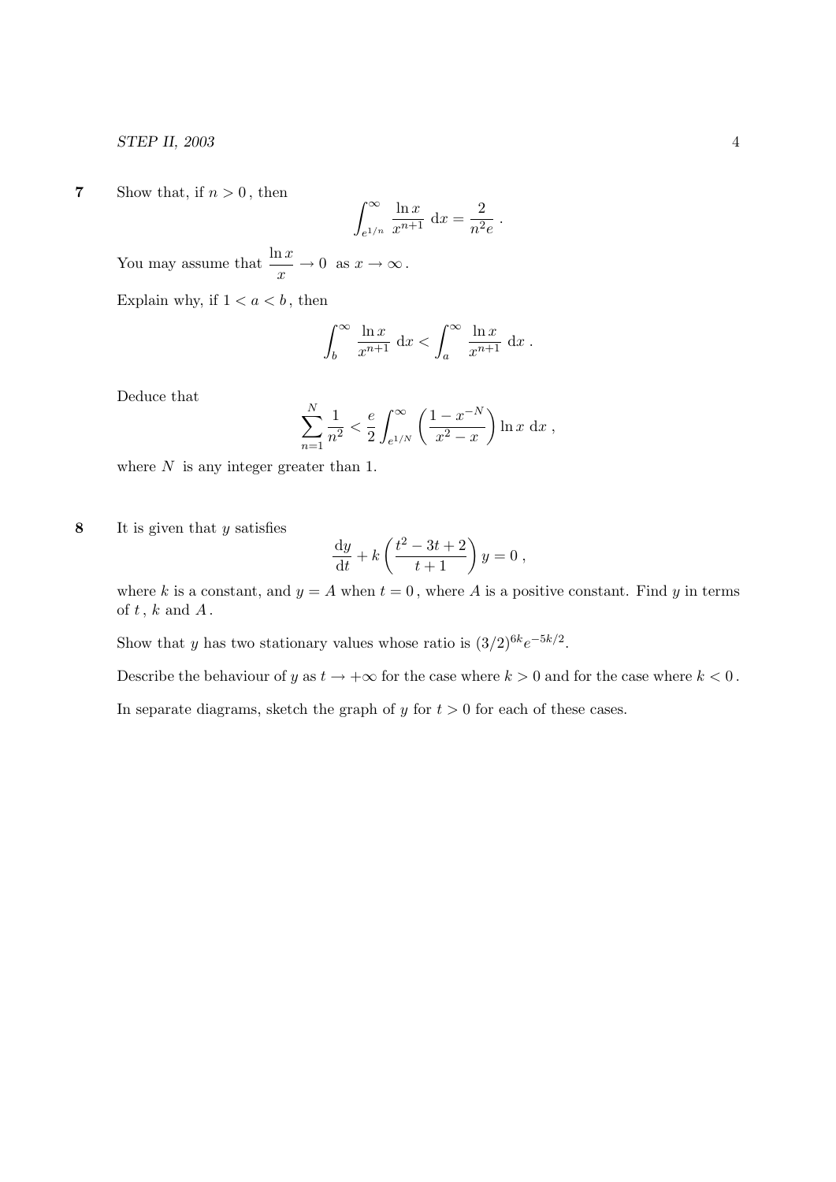**7** Show that, if $n > 0$, then

$$\int_{e^{1/n}}^{\infty} \frac{\ln x}{x^{n+1}} \, \mathrm{d}x = \frac{2}{n^2 e} \, .$$

You may assume that $\dfrac{\ln x}{x} \to 0$ as $x \to \infty$.

Explain why, if $1 < a < b$, then

$$\int_{b}^{\infty} \frac{\ln x}{x^{n+1}} \, \mathrm{d}x < \int_{a}^{\infty} \frac{\ln x}{x^{n+1}} \, \mathrm{d}x \, .$$

Deduce that

$$\sum_{n=1}^{N} \frac{1}{n^2} < \frac{e}{2} \int_{e^{1/N}}^{\infty} \left( \frac{1 - x^{-N}}{x^2 - x} \right) \ln x \, \mathrm{d}x \, ,$$

where $N$ is any integer greater than 1.

**8** It is given that $y$ satisfies

$$\frac{\mathrm{d}y}{\mathrm{d}t} + k \left( \frac{t^2 - 3t + 2}{t + 1} \right) y = 0 \, ,$$

where $k$ is a constant, and $y = A$ when $t = 0$, where $A$ is a positive constant. Find $y$ in terms of $t$, $k$ and $A$.

Show that $y$ has two stationary values whose ratio is $(3/2)^{6k} e^{-5k/2}$.

Describe the behaviour of $y$ as $t \to +\infty$ for the case where $k > 0$ and for the case where $k < 0$.

In separate diagrams, sketch the graph of $y$ for $t > 0$ for each of these cases.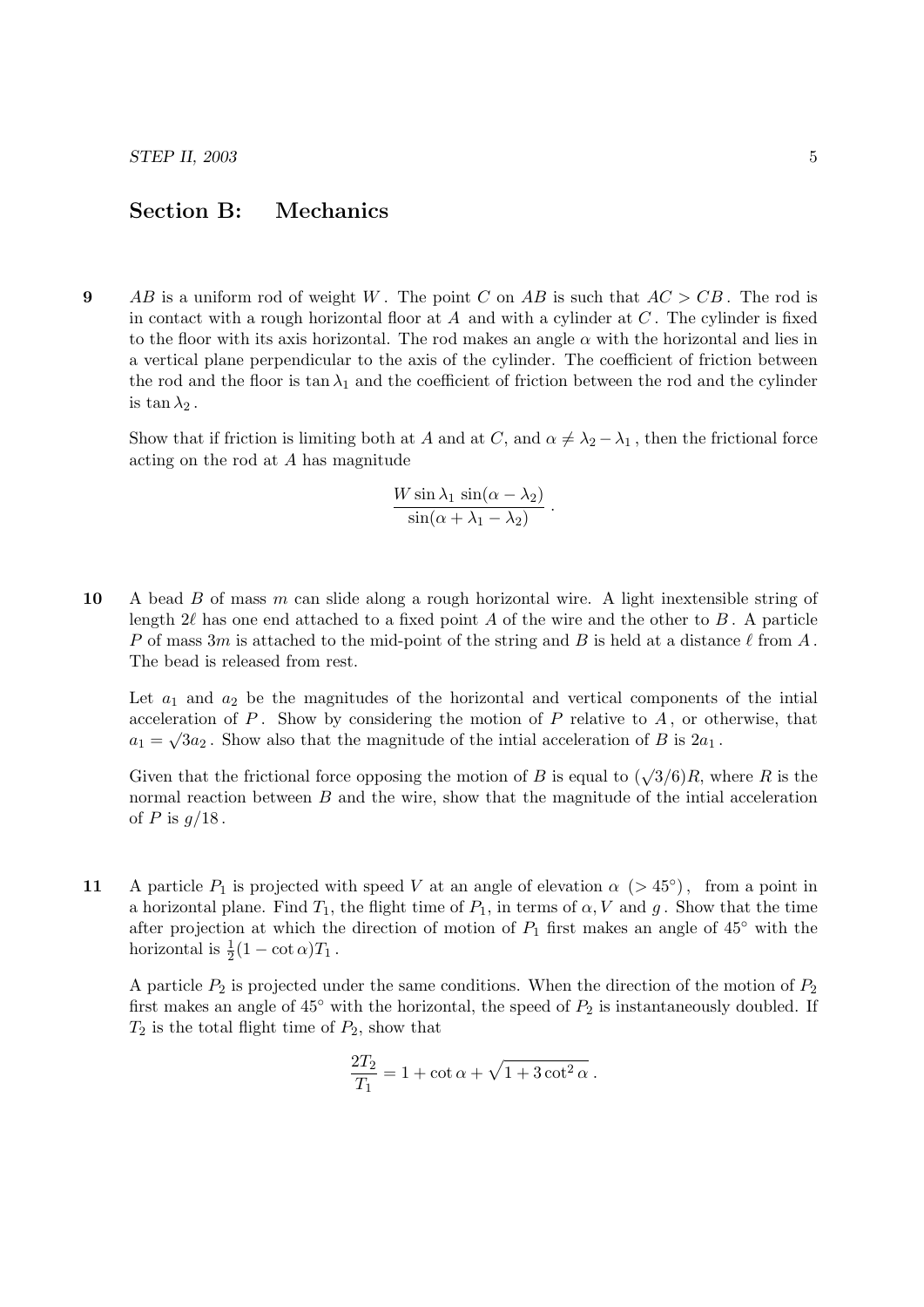## Section B: Mechanics

**9** $AB$ is a uniform rod of weight $W$. The point $C$ on $AB$ is such that $AC > CB$. The rod is in contact with a rough horizontal floor at $A$ and with a cylinder at $C$. The cylinder is fixed to the floor with its axis horizontal. The rod makes an angle $\alpha$ with the horizontal and lies in a vertical plane perpendicular to the axis of the cylinder. The coefficient of friction between the rod and the floor is $\tan\lambda_1$ and the coefficient of friction between the rod and the cylinder is $\tan\lambda_2$.

Show that if friction is limiting both at $A$ and at $C$, and $\alpha \neq \lambda_2 - \lambda_1$, then the frictional force acting on the rod at $A$ has magnitude

$$\frac{W\sin\lambda_1\,\sin(\alpha-\lambda_2)}{\sin(\alpha+\lambda_1-\lambda_2)}\,.$$

**10** A bead $B$ of mass $m$ can slide along a rough horizontal wire. A light inextensible string of length $2\ell$ has one end attached to a fixed point $A$ of the wire and the other to $B$. A particle $P$ of mass $3m$ is attached to the mid-point of the string and $B$ is held at a distance $\ell$ from $A$. The bead is released from rest.

Let $a_1$ and $a_2$ be the magnitudes of the horizontal and vertical components of the intial acceleration of $P$. Show by considering the motion of $P$ relative to $A$, or otherwise, that $a_1 = \sqrt{3}a_2$. Show also that the magnitude of the intial acceleration of $B$ is $2a_1$.

Given that the frictional force opposing the motion of $B$ is equal to $(\sqrt{3}/6)R$, where $R$ is the normal reaction between $B$ and the wire, show that the magnitude of the intial acceleration of $P$ is $g/18$.

**11** A particle $P_1$ is projected with speed $V$ at an angle of elevation $\alpha$ $(> 45^\circ)$, from a point in a horizontal plane. Find $T_1$, the flight time of $P_1$, in terms of $\alpha, V$ and $g$. Show that the time after projection at which the direction of motion of $P_1$ first makes an angle of $45^\circ$ with the horizontal is $\frac{1}{2}(1-\cot\alpha)T_1$.

A particle $P_2$ is projected under the same conditions. When the direction of the motion of $P_2$ first makes an angle of $45^\circ$ with the horizontal, the speed of $P_2$ is instantaneously doubled. If $T_2$ is the total flight time of $P_2$, show that

$$\frac{2T_2}{T_1} = 1 + \cot\alpha + \sqrt{1+3\cot^2\alpha}\,.$$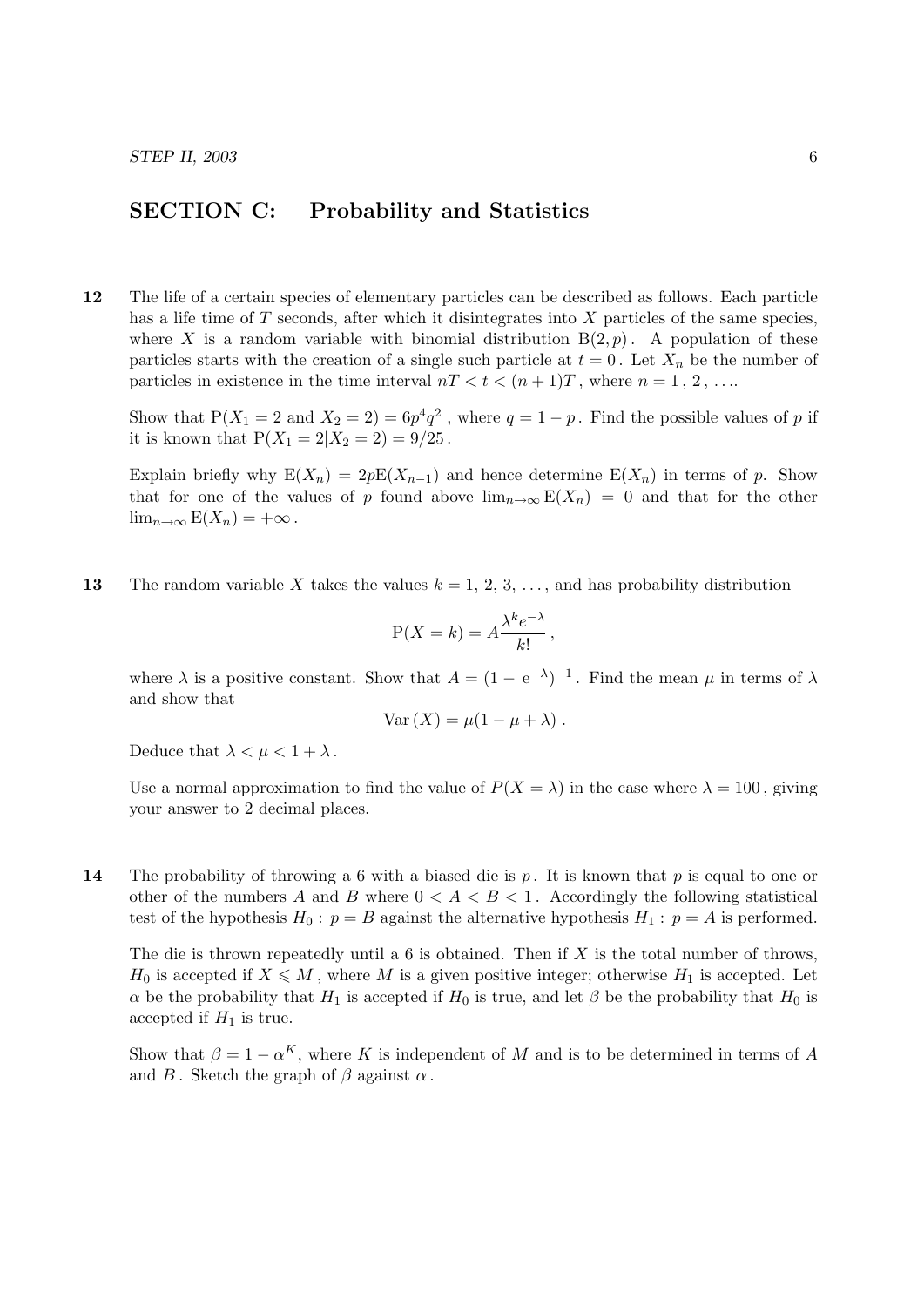## SECTION C: Probability and Statistics

**12** The life of a certain species of elementary particles can be described as follows. Each particle has a life time of $T$ seconds, after which it disintegrates into $X$ particles of the same species, where $X$ is a random variable with binomial distribution $\mathrm{B}(2, p)$. A population of these particles starts with the creation of a single such particle at $t = 0$. Let $X_n$ be the number of particles in existence in the time interval $nT < t < (n+1)T$, where $n = 1, 2, \ldots$.

Show that $\mathrm{P}(X_1 = 2 \text{ and } X_2 = 2) = 6p^4q^2$, where $q = 1 - p$. Find the possible values of $p$ if it is known that $\mathrm{P}(X_1 = 2 | X_2 = 2) = 9/25$.

Explain briefly why $\mathrm{E}(X_n) = 2p\mathrm{E}(X_{n-1})$ and hence determine $\mathrm{E}(X_n)$ in terms of $p$. Show that for one of the values of $p$ found above $\lim_{n\to\infty} \mathrm{E}(X_n) = 0$ and that for the other $\lim_{n\to\infty} \mathrm{E}(X_n) = +\infty$.

**13** The random variable $X$ takes the values $k = 1, 2, 3, \ldots$, and has probability distribution

$$\mathrm{P}(X = k) = A\frac{\lambda^k e^{-\lambda}}{k!},$$

where $\lambda$ is a positive constant. Show that $A = (1 - \mathrm{e}^{-\lambda})^{-1}$. Find the mean $\mu$ in terms of $\lambda$ and show that

$$\mathrm{Var}(X) = \mu(1 - \mu + \lambda).$$

Deduce that $\lambda < \mu < 1 + \lambda$.

Use a normal approximation to find the value of $P(X = \lambda)$ in the case where $\lambda = 100$, giving your answer to 2 decimal places.

**14** The probability of throwing a 6 with a biased die is $p$. It is known that $p$ is equal to one or other of the numbers $A$ and $B$ where $0 < A < B < 1$. Accordingly the following statistical test of the hypothesis $H_0 : p = B$ against the alternative hypothesis $H_1 : p = A$ is performed.

The die is thrown repeatedly until a 6 is obtained. Then if $X$ is the total number of throws, $H_0$ is accepted if $X \leqslant M$, where $M$ is a given positive integer; otherwise $H_1$ is accepted. Let $\alpha$ be the probability that $H_1$ is accepted if $H_0$ is true, and let $\beta$ be the probability that $H_0$ is accepted if $H_1$ is true.

Show that $\beta = 1 - \alpha^K$, where $K$ is independent of $M$ and is to be determined in terms of $A$ and $B$. Sketch the graph of $\beta$ against $\alpha$.